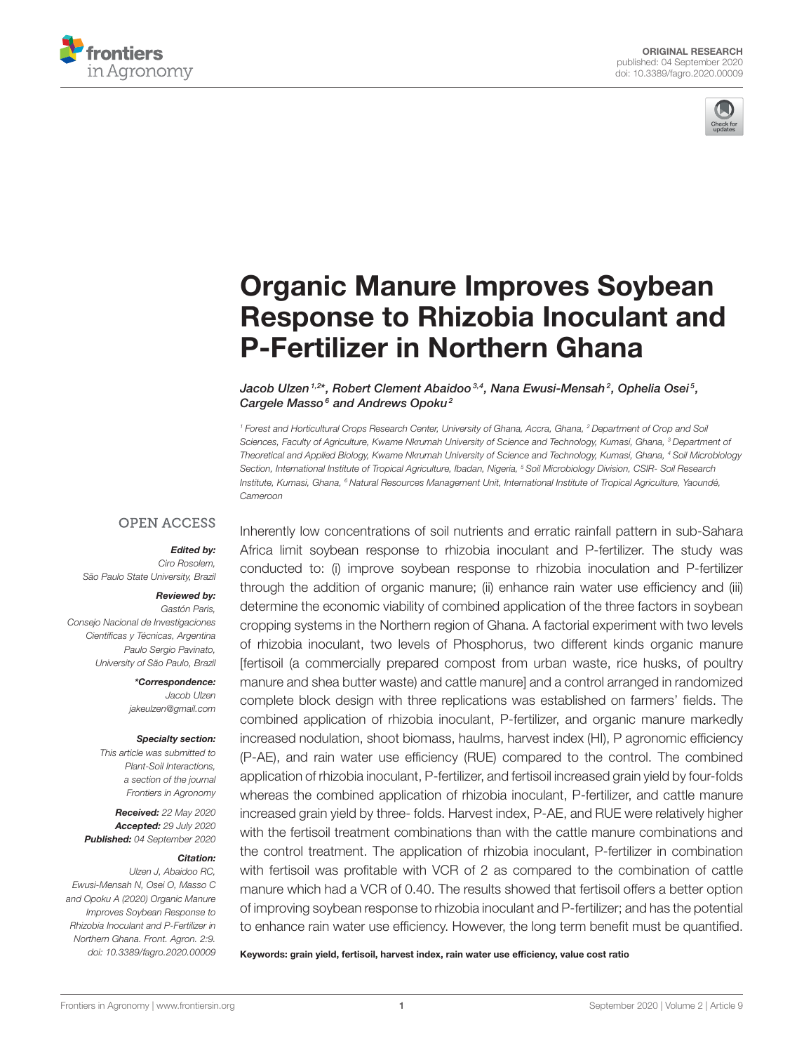ORIGINAL RESEARCH
published: 04 September 2020
doi: 10.3389/fagro.2020.00009

# Organic Manure Improves Soybean Response to Rhizobia Inoculant and P-Fertilizer in Northern Ghana

*Jacob Ulzen[1,2]\*, Robert Clement Abaidoo[3,4], Nana Ewusi-Mensah[2], Ophelia Osei[5], Cargele Masso[6] and Andrews Opoku[2]*

[1] Forest and Horticultural Crops Research Center, University of Ghana, Accra, Ghana, [2] Department of Crop and Soil Sciences, Faculty of Agriculture, Kwame Nkrumah University of Science and Technology, Kumasi, Ghana, [3] Department of Theoretical and Applied Biology, Kwame Nkrumah University of Science and Technology, Kumasi, Ghana, [4] Soil Microbiology Section, International Institute of Tropical Agriculture, Ibadan, Nigeria, [5] Soil Microbiology Division, CSIR- Soil Research Institute, Kumasi, Ghana, [6] Natural Resources Management Unit, International Institute of Tropical Agriculture, Yaoundé, Cameroon

OPEN ACCESS

***Edited by:***
Ciro Rosolem,
São Paulo State University, Brazil

***Reviewed by:***
Gastón Paris,
Consejo Nacional de Investigaciones Científicas y Técnicas, Argentina
Paulo Sergio Pavinato,
University of São Paulo, Brazil

***\*Correspondence:***
Jacob Ulzen
jakeulzen@gmail.com

***Specialty section:***
This article was submitted to Plant-Soil Interactions, a section of the journal Frontiers in Agronomy

***Received:*** 22 May 2020
***Accepted:*** 29 July 2020
***Published:*** 04 September 2020

***Citation:***
Ulzen J, Abaidoo RC, Ewusi-Mensah N, Osei O, Masso C and Opoku A (2020) Organic Manure Improves Soybean Response to Rhizobia Inoculant and P-Fertilizer in Northern Ghana. Front. Agron. 2:9. doi: 10.3389/fagro.2020.00009

Inherently low concentrations of soil nutrients and erratic rainfall pattern in sub-Sahara Africa limit soybean response to rhizobia inoculant and P-fertilizer. The study was conducted to: (i) improve soybean response to rhizobia inoculation and P-fertilizer through the addition of organic manure; (ii) enhance rain water use efficiency and (iii) determine the economic viability of combined application of the three factors in soybean cropping systems in the Northern region of Ghana. A factorial experiment with two levels of rhizobia inoculant, two levels of Phosphorus, two different kinds organic manure [fertisoil (a commercially prepared compost from urban waste, rice husks, of poultry manure and shea butter waste) and cattle manure] and a control arranged in randomized complete block design with three replications was established on farmers' fields. The combined application of rhizobia inoculant, P-fertilizer, and organic manure markedly increased nodulation, shoot biomass, haulms, harvest index (HI), P agronomic efficiency (P-AE), and rain water use efficiency (RUE) compared to the control. The combined application of rhizobia inoculant, P-fertilizer, and fertisoil increased grain yield by four-folds whereas the combined application of rhizobia inoculant, P-fertilizer, and cattle manure increased grain yield by three- folds. Harvest index, P-AE, and RUE were relatively higher with the fertisoil treatment combinations than with the cattle manure combinations and the control treatment. The application of rhizobia inoculant, P-fertilizer in combination with fertisoil was profitable with VCR of 2 as compared to the combination of cattle manure which had a VCR of 0.40. The results showed that fertisoil offers a better option of improving soybean response to rhizobia inoculant and P-fertilizer; and has the potential to enhance rain water use efficiency. However, the long term benefit must be quantified.

**Keywords: grain yield, fertisoil, harvest index, rain water use efficiency, value cost ratio**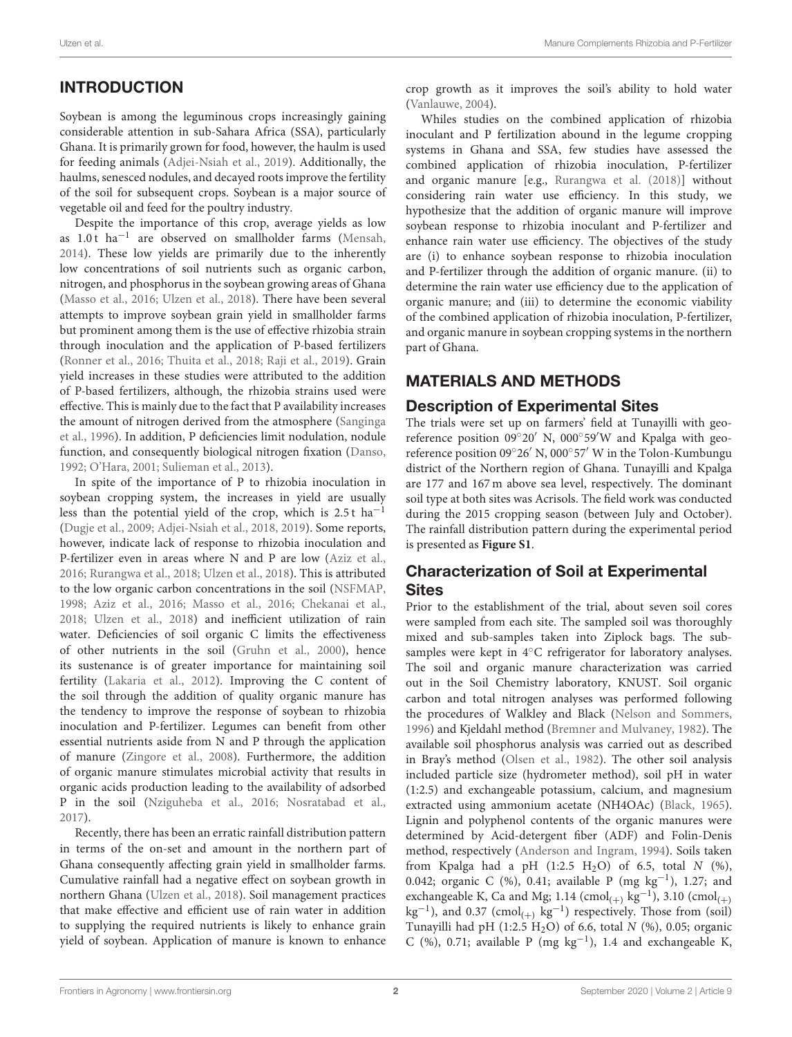## INTRODUCTION

Soybean is among the leguminous crops increasingly gaining considerable attention in sub-Sahara Africa (SSA), particularly Ghana. It is primarily grown for food, however, the haulm is used for feeding animals (Adjei-Nsiah et al., 2019). Additionally, the haulms, senesced nodules, and decayed roots improve the fertility of the soil for subsequent crops. Soybean is a major source of vegetable oil and feed for the poultry industry.

Despite the importance of this crop, average yields as low as 1.0 t $ha^{-1}$ are observed on smallholder farms (Mensah, 2014). These low yields are primarily due to the inherently low concentrations of soil nutrients such as organic carbon, nitrogen, and phosphorus in the soybean growing areas of Ghana (Masso et al., 2016; Ulzen et al., 2018). There have been several attempts to improve soybean grain yield in smallholder farms but prominent among them is the use of effective rhizobia strain through inoculation and the application of P-based fertilizers (Ronner et al., 2016; Thuita et al., 2018; Raji et al., 2019). Grain yield increases in these studies were attributed to the addition of P-based fertilizers, although, the rhizobia strains used were effective. This is mainly due to the fact that P availability increases the amount of nitrogen derived from the atmosphere (Sanginga et al., 1996). In addition, P deficiencies limit nodulation, nodule function, and consequently biological nitrogen fixation (Danso, 1992; O'Hara, 2001; Sulieman et al., 2013).

In spite of the importance of P to rhizobia inoculation in soybean cropping system, the increases in yield are usually less than the potential yield of the crop, which is 2.5 t $ha^{-1}$ (Dugje et al., 2009; Adjei-Nsiah et al., 2018, 2019). Some reports, however, indicate lack of response to rhizobia inoculation and P-fertilizer even in areas where N and P are low (Aziz et al., 2016; Rurangwa et al., 2018; Ulzen et al., 2018). This is attributed to the low organic carbon concentrations in the soil (NSFMAP, 1998; Aziz et al., 2016; Masso et al., 2016; Chekanai et al., 2018; Ulzen et al., 2018) and inefficient utilization of rain water. Deficiencies of soil organic C limits the effectiveness of other nutrients in the soil (Gruhn et al., 2000), hence its sustenance is of greater importance for maintaining soil fertility (Lakaria et al., 2012). Improving the C content of the soil through the addition of quality organic manure has the tendency to improve the response of soybean to rhizobia inoculation and P-fertilizer. Legumes can benefit from other essential nutrients aside from N and P through the application of manure (Zingore et al., 2008). Furthermore, the addition of organic manure stimulates microbial activity that results in organic acids production leading to the availability of adsorbed P in the soil (Nziguheba et al., 2016; Nosratabad et al., 2017).

Recently, there has been an erratic rainfall distribution pattern in terms of the on-set and amount in the northern part of Ghana consequently affecting grain yield in smallholder farms. Cumulative rainfall had a negative effect on soybean growth in northern Ghana (Ulzen et al., 2018). Soil management practices that make effective and efficient use of rain water in addition to supplying the required nutrients is likely to enhance grain yield of soybean. Application of manure is known to enhance crop growth as it improves the soil's ability to hold water (Vanlauwe, 2004).

Whiles studies on the combined application of rhizobia inoculant and P fertilization abound in the legume cropping systems in Ghana and SSA, few studies have assessed the combined application of rhizobia inoculation, P-fertilizer and organic manure [e.g., Rurangwa et al. (2018)] without considering rain water use efficiency. In this study, we hypothesize that the addition of organic manure will improve soybean response to rhizobia inoculant and P-fertilizer and enhance rain water use efficiency. The objectives of the study are (i) to enhance soybean response to rhizobia inoculation and P-fertilizer through the addition of organic manure. (ii) to determine the rain water use efficiency due to the application of organic manure; and (iii) to determine the economic viability of the combined application of rhizobia inoculation, P-fertilizer, and organic manure in soybean cropping systems in the northern part of Ghana.

## MATERIALS AND METHODS

### Description of Experimental Sites

The trials were set up on farmers' field at Tunayilli with geo-reference position 09°20′ N, 000°59′W and Kpalga with geo-reference position 09°26′ N, 000°57′ W in the Tolon-Kumbungu district of the Northern region of Ghana. Tunayilli and Kpalga are 177 and 167 m above sea level, respectively. The dominant soil type at both sites was Acrisols. The field work was conducted during the 2015 cropping season (between July and October). The rainfall distribution pattern during the experimental period is presented as **Figure S1**.

### Characterization of Soil at Experimental Sites

Prior to the establishment of the trial, about seven soil cores were sampled from each site. The sampled soil was thoroughly mixed and sub-samples taken into Ziplock bags. The sub-samples were kept in 4°C refrigerator for laboratory analyses. The soil and organic manure characterization was carried out in the Soil Chemistry laboratory, KNUST. Soil organic carbon and total nitrogen analyses was performed following the procedures of Walkley and Black (Nelson and Sommers, 1996) and Kjeldahl method (Bremner and Mulvaney, 1982). The available soil phosphorus analysis was carried out as described in Bray's method (Olsen et al., 1982). The other soil analysis included particle size (hydrometer method), soil pH in water (1:2.5) and exchangeable potassium, calcium, and magnesium extracted using ammonium acetate (NH4OAc) (Black, 1965). Lignin and polyphenol contents of the organic manures were determined by Acid-detergent fiber (ADF) and Folin-Denis method, respectively (Anderson and Ingram, 1994). Soils taken from Kpalga had a pH (1:2.5 $H_2O$) of 6.5, total *N* (%), 0.042; organic C (%), 0.41; available P (mg $kg^{-1}$), 1.27; and exchangeable K, Ca and Mg; 1.14 ($cmol_{(+)}$ $kg^{-1}$), 3.10 ($cmol_{(+)}$ $kg^{-1}$), and 0.37 ($cmol_{(+)}$ $kg^{-1}$) respectively. Those from (soil) Tunayilli had pH (1:2.5 $H_2O$) of 6.6, total *N* (%), 0.05; organic C (%), 0.71; available P (mg $kg^{-1}$), 1.4 and exchangeable K,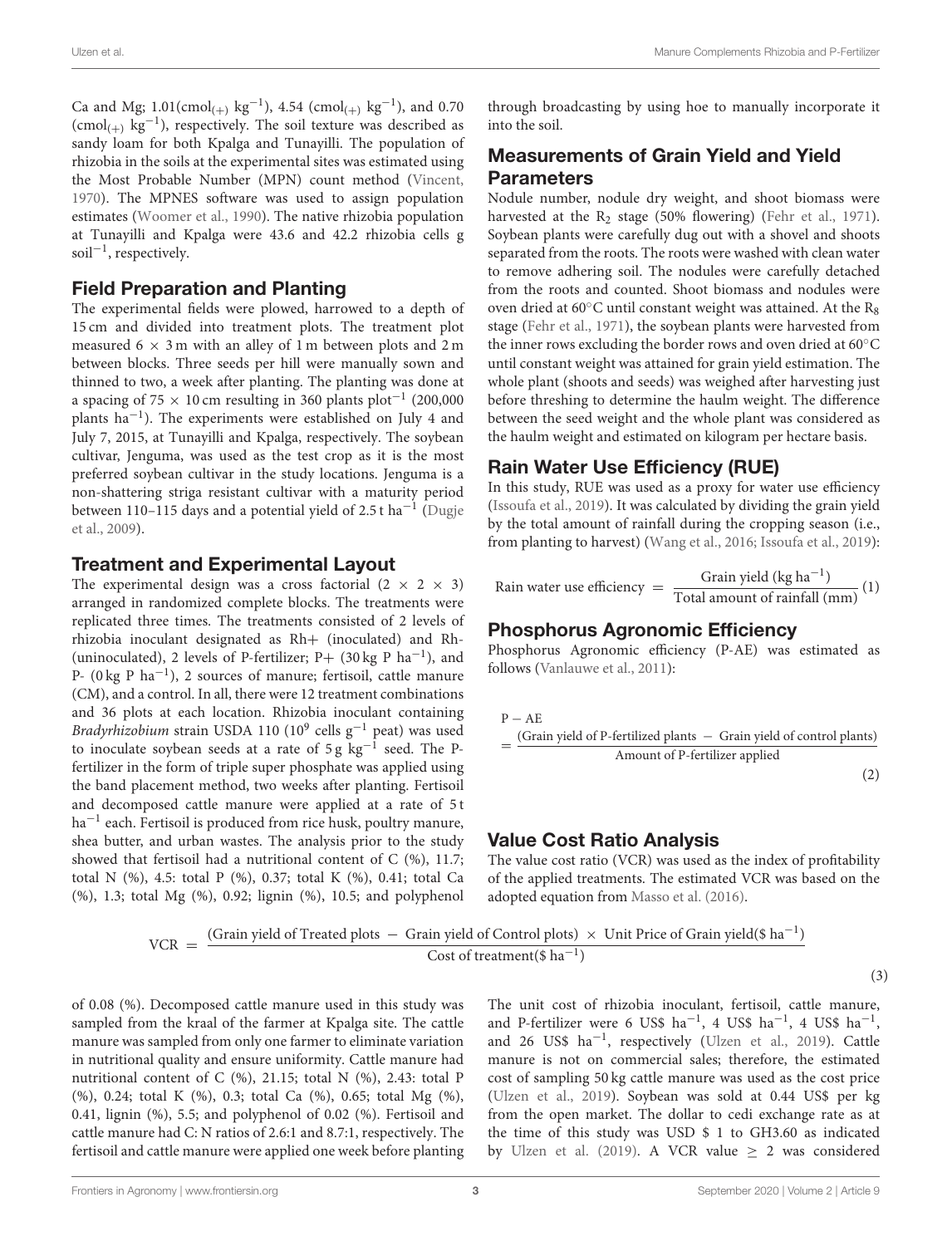Ca and Mg; 1.01(cmol$_{(+)}$ kg$^{-1}$), 4.54 (cmol$_{(+)}$ kg$^{-1}$), and 0.70 (cmol$_{(+)}$ kg$^{-1}$), respectively. The soil texture was described as sandy loam for both Kpalga and Tunayilli. The population of rhizobia in the soils at the experimental sites was estimated using the Most Probable Number (MPN) count method (Vincent, 1970). The MPNES software was used to assign population estimates (Woomer et al., 1990). The native rhizobia population at Tunayilli and Kpalga were 43.6 and 42.2 rhizobia cells g soil$^{-1}$, respectively.

## Field Preparation and Planting

The experimental fields were plowed, harrowed to a depth of 15 cm and divided into treatment plots. The treatment plot measured 6 × 3 m with an alley of 1 m between plots and 2 m between blocks. Three seeds per hill were manually sown and thinned to two, a week after planting. The planting was done at a spacing of 75 × 10 cm resulting in 360 plants plot$^{-1}$ (200,000 plants ha$^{-1}$). The experiments were established on July 4 and July 7, 2015, at Tunayilli and Kpalga, respectively. The soybean cultivar, Jenguma, was used as the test crop as it is the most preferred soybean cultivar in the study locations. Jenguma is a non-shattering striga resistant cultivar with a maturity period between 110–115 days and a potential yield of 2.5 t ha$^{-1}$ (Dugje et al., 2009).

## Treatment and Experimental Layout

The experimental design was a cross factorial (2 × 2 × 3) arranged in randomized complete blocks. The treatments were replicated three times. The treatments consisted of 2 levels of rhizobia inoculant designated as Rh+ (inoculated) and Rh- (uninoculated), 2 levels of P-fertilizer; P+ (30 kg P ha$^{-1}$), and P- (0 kg P ha$^{-1}$), 2 sources of manure; fertisoil, cattle manure (CM), and a control. In all, there were 12 treatment combinations and 36 plots at each location. Rhizobia inoculant containing *Bradyrhizobium* strain USDA 110 ($10^9$ cells g$^{-1}$ peat) was used to inoculate soybean seeds at a rate of 5 g kg$^{-1}$ seed. The P-fertilizer in the form of triple super phosphate was applied using the band placement method, two weeks after planting. Fertisoil and decomposed cattle manure were applied at a rate of 5 t ha$^{-1}$ each. Fertisoil is produced from rice husk, poultry manure, shea butter, and urban wastes. The analysis prior to the study showed that fertisoil had a nutritional content of C (%), 11.7; total N (%), 4.5: total P (%), 0.37; total K (%), 0.41; total Ca (%), 1.3; total Mg (%), 0.92; lignin (%), 10.5; and polyphenol of 0.08 (%). Decomposed cattle manure used in this study was sampled from the kraal of the farmer at Kpalga site. The cattle manure was sampled from only one farmer to eliminate variation in nutritional quality and ensure uniformity. Cattle manure had nutritional content of C (%), 21.15; total N (%), 2.43: total P (%), 0.24; total K (%), 0.3; total Ca (%), 0.65; total Mg (%), 0.41, lignin (%), 5.5; and polyphenol of 0.02 (%). Fertisoil and cattle manure had C: N ratios of 2.6:1 and 8.7:1, respectively. The fertisoil and cattle manure were applied one week before planting through broadcasting by using hoe to manually incorporate it into the soil.

## Measurements of Grain Yield and Yield Parameters

Nodule number, nodule dry weight, and shoot biomass were harvested at the $R_2$ stage (50% flowering) (Fehr et al., 1971). Soybean plants were carefully dug out with a shovel and shoots separated from the roots. The roots were washed with clean water to remove adhering soil. The nodules were carefully detached from the roots and counted. Shoot biomass and nodules were oven dried at 60°C until constant weight was attained. At the $R_8$ stage (Fehr et al., 1971), the soybean plants were harvested from the inner rows excluding the border rows and oven dried at 60°C until constant weight was attained for grain yield estimation. The whole plant (shoots and seeds) was weighed after harvesting just before threshing to determine the haulm weight. The difference between the seed weight and the whole plant was considered as the haulm weight and estimated on kilogram per hectare basis.

## Rain Water Use Efficiency (RUE)

In this study, RUE was used as a proxy for water use efficiency (Issoufa et al., 2019). It was calculated by dividing the grain yield by the total amount of rainfall during the cropping season (i.e., from planting to harvest) (Wang et al., 2016; Issoufa et al., 2019):

$$\text{Rain water use efficiency} = \frac{\text{Grain yield (kg ha}^{-1}\text{)}}{\text{Total amount of rainfall (mm)}} \quad (1)$$

## Phosphorus Agronomic Efficiency

Phosphorus Agronomic efficiency (P-AE) was estimated as follows (Vanlauwe et al., 2011):

$$\text{P} - \text{AE} = \frac{\text{(Grain yield of P-fertilized plants} - \text{Grain yield of control plants)}}{\text{Amount of P-fertilizer applied}} \quad (2)$$

## Value Cost Ratio Analysis

The value cost ratio (VCR) was used as the index of profitability of the applied treatments. The estimated VCR was based on the adopted equation from Masso et al. (2016).

$$\text{VCR} = \frac{\text{(Grain yield of Treated plots} - \text{Grain yield of Control plots)} \times \text{Unit Price of Grain yield(\$ ha}^{-1}\text{)}}{\text{Cost of treatment(\$ ha}^{-1}\text{)}} \quad (3)$$

The unit cost of rhizobia inoculant, fertisoil, cattle manure, and P-fertilizer were 6 US$ ha$^{-1}$, 4 US$ ha$^{-1}$, 4 US$ ha$^{-1}$, and 26 US$ ha$^{-1}$, respectively (Ulzen et al., 2019). Cattle manure is not on commercial sales; therefore, the estimated cost of sampling 50 kg cattle manure was used as the cost price (Ulzen et al., 2019). Soybean was sold at 0.44 US$ per kg from the open market. The dollar to cedi exchange rate as at the time of this study was USD $ 1 to GH3.60 as indicated by Ulzen et al. (2019). A VCR value ≥ 2 was considered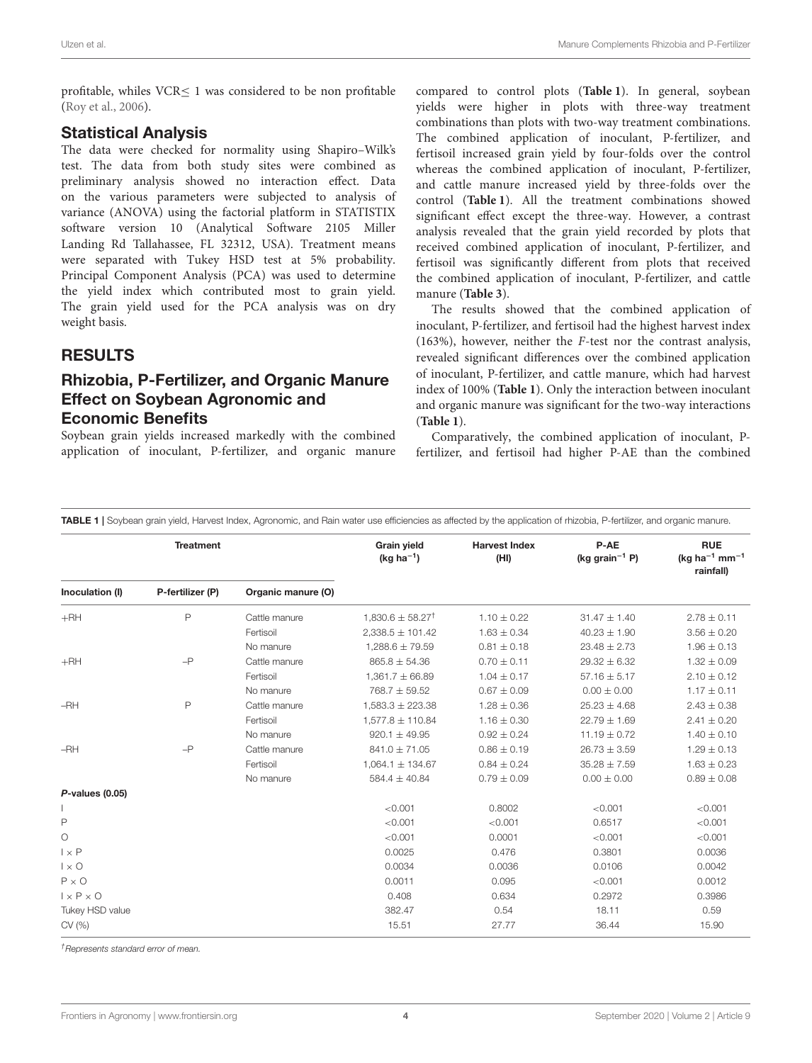profitable, whiles VCR≤ 1 was considered to be non profitable (Roy et al., 2006).

### Statistical Analysis

The data were checked for normality using Shapiro–Wilk's test. The data from both study sites were combined as preliminary analysis showed no interaction effect. Data on the various parameters were subjected to analysis of variance (ANOVA) using the factorial platform in STATISTIX software version 10 (Analytical Software 2105 Miller Landing Rd Tallahassee, FL 32312, USA). Treatment means were separated with Tukey HSD test at 5% probability. Principal Component Analysis (PCA) was used to determine the yield index which contributed most to grain yield. The grain yield used for the PCA analysis was on dry weight basis.

## RESULTS

### Rhizobia, P-Fertilizer, and Organic Manure Effect on Soybean Agronomic and Economic Benefits

Soybean grain yields increased markedly with the combined application of inoculant, P-fertilizer, and organic manure compared to control plots (**Table 1**). In general, soybean yields were higher in plots with three-way treatment combinations than plots with two-way treatment combinations. The combined application of inoculant, P-fertilizer, and fertisoil increased grain yield by four-folds over the control whereas the combined application of inoculant, P-fertilizer, and cattle manure increased yield by three-folds over the control (**Table 1**). All the treatment combinations showed significant effect except the three-way. However, a contrast analysis revealed that the grain yield recorded by plots that received combined application of inoculant, P-fertilizer, and fertisoil was significantly different from plots that received the combined application of inoculant, P-fertilizer, and cattle manure (**Table 3**).

The results showed that the combined application of inoculant, P-fertilizer, and fertisoil had the highest harvest index (163%), however, neither the *F*-test nor the contrast analysis, revealed significant differences over the combined application of inoculant, P-fertilizer, and cattle manure, which had harvest index of 100% (**Table 1**). Only the interaction between inoculant and organic manure was significant for the two-way interactions (**Table 1**).

Comparatively, the combined application of inoculant, P-fertilizer, and fertisoil had higher P-AE than the combined

**TABLE 1** | Soybean grain yield, Harvest Index, Agronomic, and Rain water use efficiencies as affected by the application of rhizobia, P-fertilizer, and organic manure.

| Treatment | | | Grain yield (kg $ha^{-1}$) | Harvest Index (HI) | P-AE (kg $grain^{-1}$ P) | RUE (kg $ha^{-1}$ $mm^{-1}$ rainfall) |
|---|---|---|---|---|---|---|
| Inoculation (I) | P-fertilizer (P) | Organic manure (O) | | | | |
| +RH | P | Cattle manure | 1,830.6 ± 58.27[†] | 1.10 ± 0.22 | 31.47 ± 1.40 | 2.78 ± 0.11 |
| | | Fertisoil | 2,338.5 ± 101.42 | 1.63 ± 0.34 | 40.23 ± 1.90 | 3.56 ± 0.20 |
| | | No manure | 1,288.6 ± 79.59 | 0.81 ± 0.18 | 23.48 ± 2.73 | 1.96 ± 0.13 |
| +RH | –P | Cattle manure | 865.8 ± 54.36 | 0.70 ± 0.11 | 29.32 ± 6.32 | 1.32 ± 0.09 |
| | | Fertisoil | 1,361.7 ± 66.89 | 1.04 ± 0.17 | 57.16 ± 5.17 | 2.10 ± 0.12 |
| | | No manure | 768.7 ± 59.52 | 0.67 ± 0.09 | 0.00 ± 0.00 | 1.17 ± 0.11 |
| –RH | P | Cattle manure | 1,583.3 ± 223.38 | 1.28 ± 0.36 | 25.23 ± 4.68 | 2.43 ± 0.38 |
| | | Fertisoil | 1,577.8 ± 110.84 | 1.16 ± 0.30 | 22.79 ± 1.69 | 2.41 ± 0.20 |
| | | No manure | 920.1 ± 49.95 | 0.92 ± 0.24 | 11.19 ± 0.72 | 1.40 ± 0.10 |
| –RH | –P | Cattle manure | 841.0 ± 71.05 | 0.86 ± 0.19 | 26.73 ± 3.59 | 1.29 ± 0.13 |
| | | Fertisoil | 1,064.1 ± 134.67 | 0.84 ± 0.24 | 35.28 ± 7.59 | 1.63 ± 0.23 |
| | | No manure | 584.4 ± 40.84 | 0.79 ± 0.09 | 0.00 ± 0.00 | 0.89 ± 0.08 |
| ***P*-values (0.05)** | | | | | | |
| I | | | <0.001 | 0.8002 | <0.001 | <0.001 |
| P | | | <0.001 | <0.001 | 0.6517 | <0.001 |
| O | | | <0.001 | 0.0001 | <0.001 | <0.001 |
| I × P | | | 0.0025 | 0.476 | 0.3801 | 0.0036 |
| I × O | | | 0.0034 | 0.0036 | 0.0106 | 0.0042 |
| P × O | | | 0.0011 | 0.095 | <0.001 | 0.0012 |
| I × P × O | | | 0.408 | 0.634 | 0.2972 | 0.3986 |
| Tukey HSD value | | | 382.47 | 0.54 | 18.11 | 0.59 |
| CV (%) | | | 15.51 | 27.77 | 36.44 | 15.90 |

[†]*Represents standard error of mean.*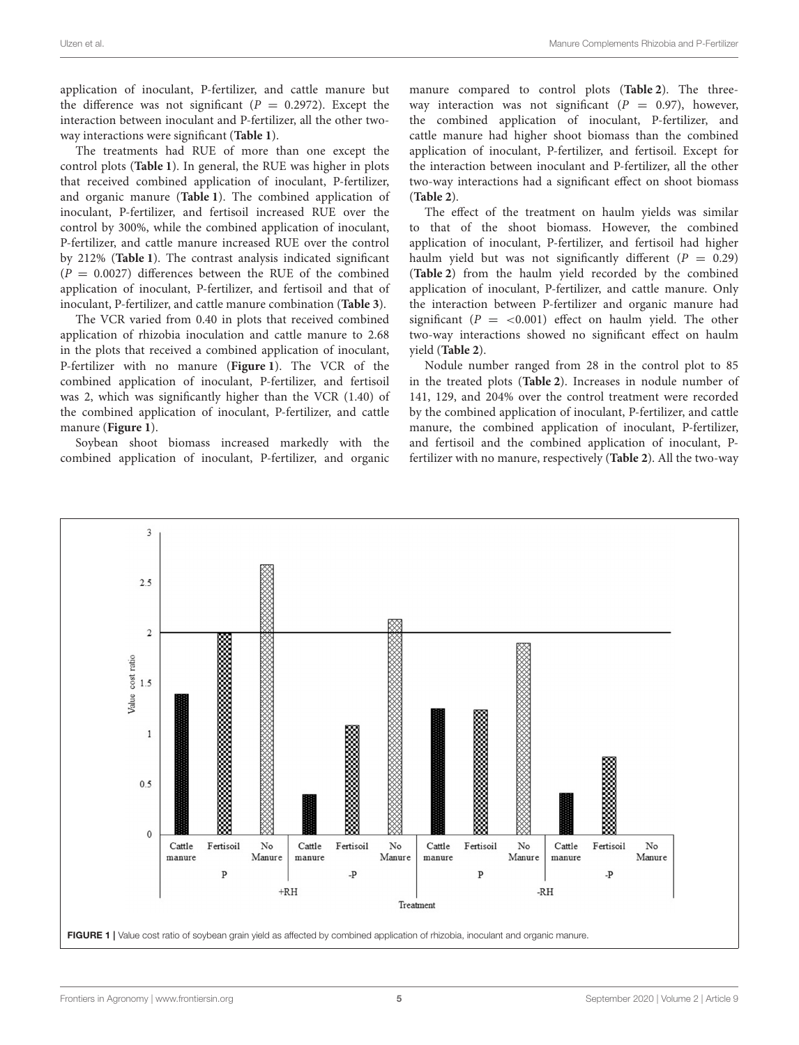application of inoculant, P-fertilizer, and cattle manure but the difference was not significant ($P = 0.2972$). Except the interaction between inoculant and P-fertilizer, all the other two-way interactions were significant (**Table 1**).

The treatments had RUE of more than one except the control plots (**Table 1**). In general, the RUE was higher in plots that received combined application of inoculant, P-fertilizer, and organic manure (**Table 1**). The combined application of inoculant, P-fertilizer, and fertisoil increased RUE over the control by 300%, while the combined application of inoculant, P-fertilizer, and cattle manure increased RUE over the control by 212% (**Table 1**). The contrast analysis indicated significant ($P = 0.0027$) differences between the RUE of the combined application of inoculant, P-fertilizer, and fertisoil and that of inoculant, P-fertilizer, and cattle manure combination (**Table 3**).

The VCR varied from 0.40 in plots that received combined application of rhizobia inoculation and cattle manure to 2.68 in the plots that received a combined application of inoculant, P-fertilizer with no manure (**Figure 1**). The VCR of the combined application of inoculant, P-fertilizer, and fertisoil was 2, which was significantly higher than the VCR (1.40) of the combined application of inoculant, P-fertilizer, and cattle manure (**Figure 1**).

Soybean shoot biomass increased markedly with the combined application of inoculant, P-fertilizer, and organic manure compared to control plots (**Table 2**). The three-way interaction was not significant ($P = 0.97$), however, the combined application of inoculant, P-fertilizer, and cattle manure had higher shoot biomass than the combined application of inoculant, P-fertilizer, and fertisoil. Except for the interaction between inoculant and P-fertilizer, all the other two-way interactions had a significant effect on shoot biomass (**Table 2**).

The effect of the treatment on haulm yields was similar to that of the shoot biomass. However, the combined application of inoculant, P-fertilizer, and fertisoil had higher haulm yield but was not significantly different ($P = 0.29$) (**Table 2**) from the haulm yield recorded by the combined application of inoculant, P-fertilizer, and cattle manure. Only the interaction between P-fertilizer and organic manure had significant ($P = <0.001$) effect on haulm yield. The other two-way interactions showed no significant effect on haulm yield (**Table 2**).

Nodule number ranged from 28 in the control plot to 85 in the treated plots (**Table 2**). Increases in nodule number of 141, 129, and 204% over the control treatment were recorded by the combined application of inoculant, P-fertilizer, and cattle manure, the combined application of inoculant, P-fertilizer, and fertisoil and the combined application of inoculant, P-fertilizer with no manure, respectively (**Table 2**). All the two-way

**FIGURE 1** | Value cost ratio of soybean grain yield as affected by combined application of rhizobia, inoculant and organic manure.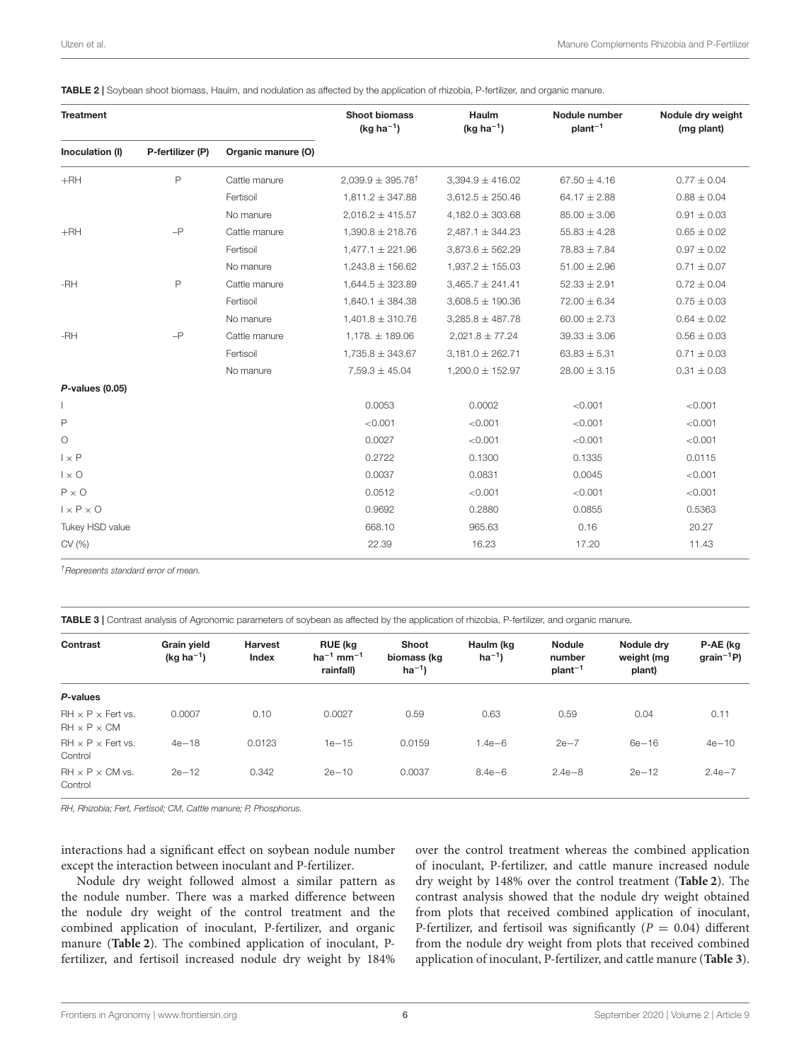**TABLE 2 |** Soybean shoot biomass, Haulm, and nodulation as affected by the application of rhizobia, P-fertilizer, and organic manure.

| Treatment | | | Shoot biomass (kg ha$^{-1}$) | Haulm (kg ha$^{-1}$) | Nodule number plant$^{-1}$ | Nodule dry weight (mg plant) |
|---|---|---|---|---|---|---|
| Inoculation (I) | P-fertilizer (P) | Organic manure (O) | | | | |
| +RH | P | Cattle manure | 2,039.9 ± 395.78[†] | 3,394.9 ± 416.02 | 67.50 ± 4.16 | 0.77 ± 0.04 |
| | | Fertisoil | 1,811.2 ± 347.88 | 3,612.5 ± 250.46 | 64.17 ± 2.88 | 0.88 ± 0.04 |
| | | No manure | 2,016.2 ± 415.57 | 4,182.0 ± 303.68 | 85.00 ± 3.06 | 0.91 ± 0.03 |
| +RH | –P | Cattle manure | 1,390.8 ± 218.76 | 2,487.1 ± 344.23 | 55.83 ± 4.28 | 0.65 ± 0.02 |
| | | Fertisoil | 1,477.1 ± 221.96 | 3,873.6 ± 562.29 | 78.83 ± 7.84 | 0.97 ± 0.02 |
| | | No manure | 1,243.8 ± 156.62 | 1,937.2 ± 155.03 | 51.00 ± 2.96 | 0.71 ± 0.07 |
| -RH | P | Cattle manure | 1,644.5 ± 323.89 | 3,465.7 ± 241.41 | 52.33 ± 2.91 | 0.72 ± 0.04 |
| | | Fertisoil | 1,840.1 ± 384.38 | 3,608.5 ± 190.36 | 72.00 ± 6.34 | 0.75 ± 0.03 |
| | | No manure | 1,401.8 ± 310.76 | 3,285.8 ± 487.78 | 60.00 ± 2.73 | 0.64 ± 0.02 |
| -RH | –P | Cattle manure | 1,178. ± 189.06 | 2,021.8 ± 77.24 | 39.33 ± 3.06 | 0.56 ± 0.03 |
| | | Fertisoil | 1,735.8 ± 343.67 | 3,181.0 ± 262.71 | 63.83 ± 5.31 | 0.71 ± 0.03 |
| | | No manure | 7,59.3 ± 45.04 | 1,200.0 ± 152.97 | 28.00 ± 3.15 | 0.31 ± 0.03 |
| ***P*-values (0.05)** | | | | | | |
| I | | | 0.0053 | 0.0002 | <0.001 | <0.001 |
| P | | | <0.001 | <0.001 | <0.001 | <0.001 |
| O | | | 0.0027 | <0.001 | <0.001 | <0.001 |
| I × P | | | 0.2722 | 0.1300 | 0.1335 | 0.0115 |
| I × O | | | 0.0037 | 0.0831 | 0.0045 | <0.001 |
| P × O | | | 0.0512 | <0.001 | <0.001 | <0.001 |
| I × P × O | | | 0.9692 | 0.2880 | 0.0855 | 0.5363 |
| Tukey HSD value | | | 668.10 | 965.63 | 0.16 | 20.27 |
| CV (%) | | | 22.39 | 16.23 | 17.20 | 11.43 |

[†]*Represents standard error of mean.*

**TABLE 3 |** Contrast analysis of Agronomic parameters of soybean as affected by the application of rhizobia, P-fertilizer, and organic manure.

| Contrast | Grain yield (kg ha$^{-1}$) | Harvest Index | RUE (kg ha$^{-1}$ mm$^{-1}$ rainfall) | Shoot biomass (kg ha$^{-1}$) | Haulm (kg ha$^{-1}$) | Nodule number plant$^{-1}$ | Nodule dry weight (mg plant) | P-AE (kg grain$^{-1}$P) |
|---|---|---|---|---|---|---|---|---|
| ***P*-values** | | | | | | | | |
| RH × P × Fert vs. RH × P × CM | 0.0007 | 0.10 | 0.0027 | 0.59 | 0.63 | 0.59 | 0.04 | 0.11 |
| RH × P × Fert vs. Control | 4e−18 | 0.0123 | 1e−15 | 0.0159 | 1.4e−6 | 2e−7 | 6e−16 | 4e−10 |
| RH × P × CM vs. Control | 2e−12 | 0.342 | 2e−10 | 0.0037 | 8.4e−6 | 2.4e−8 | 2e−12 | 2.4e−7 |

*RH, Rhizobia; Fert, Fertisoil; CM, Cattle manure; P, Phosphorus.*

interactions had a significant effect on soybean nodule number except the interaction between inoculant and P-fertilizer.

Nodule dry weight followed almost a similar pattern as the nodule number. There was a marked difference between the nodule dry weight of the control treatment and the combined application of inoculant, P-fertilizer, and organic manure (**Table 2**). The combined application of inoculant, P-fertilizer, and fertisoil increased nodule dry weight by 184% over the control treatment whereas the combined application of inoculant, P-fertilizer, and cattle manure increased nodule dry weight by 148% over the control treatment (**Table 2**). The contrast analysis showed that the nodule dry weight obtained from plots that received combined application of inoculant, P-fertilizer, and fertisoil was significantly ($P = 0.04$) different from the nodule dry weight from plots that received combined application of inoculant, P-fertilizer, and cattle manure (**Table 3**).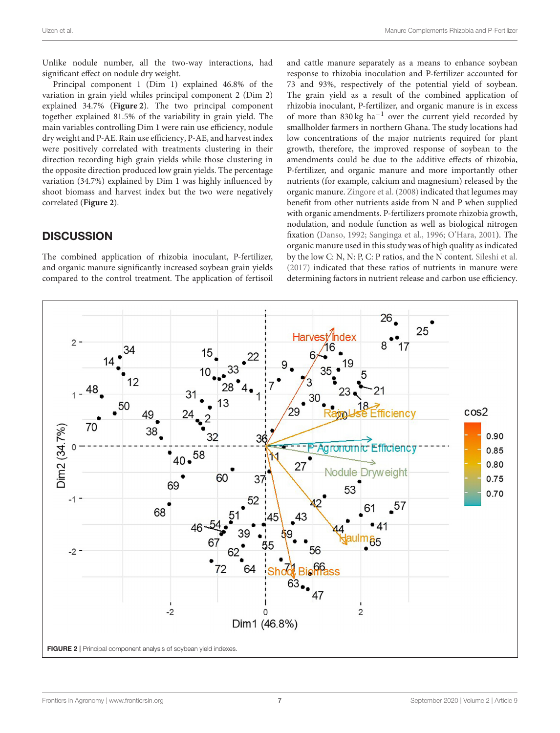Unlike nodule number, all the two-way interactions, had significant effect on nodule dry weight.

Principal component 1 (Dim 1) explained 46.8% of the variation in grain yield whiles principal component 2 (Dim 2) explained 34.7% (**Figure 2**). The two principal component together explained 81.5% of the variability in grain yield. The main variables controlling Dim 1 were rain use efficiency, nodule dry weight and P-AE. Rain use efficiency, P-AE, and harvest index were positively correlated with treatments clustering in their direction recording high grain yields while those clustering in the opposite direction produced low grain yields. The percentage variation (34.7%) explained by Dim 1 was highly influenced by shoot biomass and harvest index but the two were negatively correlated (**Figure 2**).

## DISCUSSION

The combined application of rhizobia inoculant, P-fertilizer, and organic manure significantly increased soybean grain yields compared to the control treatment. The application of fertisoil and cattle manure separately as a means to enhance soybean response to rhizobia inoculation and P-fertilizer accounted for 73 and 93%, respectively of the potential yield of soybean. The grain yield as a result of the combined application of rhizobia inoculant, P-fertilizer, and organic manure is in excess of more than 830 kg ha$^{-1}$ over the current yield recorded by smallholder farmers in northern Ghana. The study locations had low concentrations of the major nutrients required for plant growth, therefore, the improved response of soybean to the amendments could be due to the additive effects of rhizobia, P-fertilizer, and organic manure and more importantly other nutrients (for example, calcium and magnesium) released by the organic manure. Zingore et al. (2008) indicated that legumes may benefit from other nutrients aside from N and P when supplied with organic amendments. P-fertilizers promote rhizobia growth, nodulation, and nodule function as well as biological nitrogen fixation (Danso, 1992; Sanginga et al., 1996; O'Hara, 2001). The organic manure used in this study was of high quality as indicated by the low C: N, N: P, C: P ratios, and the N content. Sileshi et al. (2017) indicated that these ratios of nutrients in manure were determining factors in nutrient release and carbon use efficiency.

**FIGURE 2** | Principal component analysis of soybean yield indexes.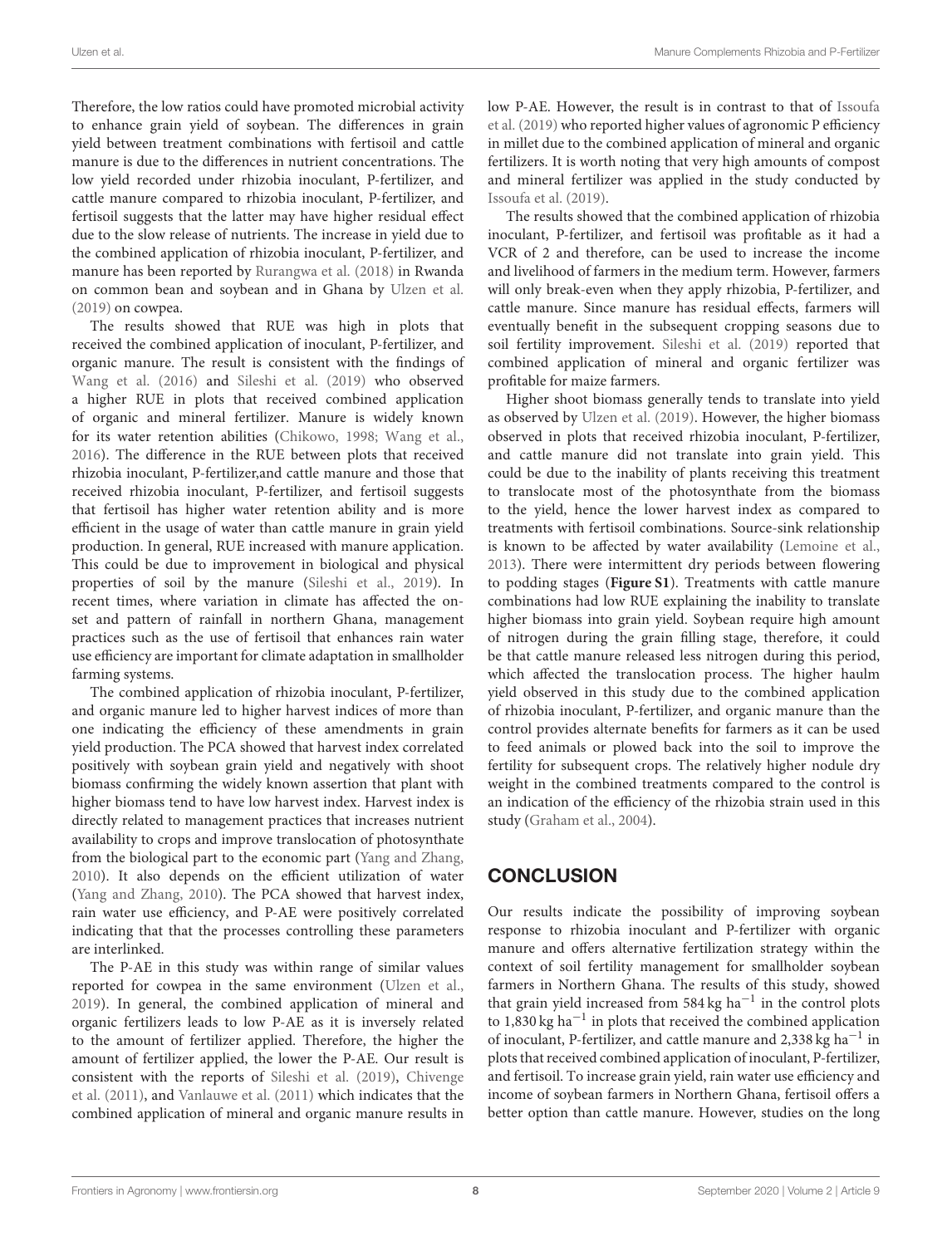Therefore, the low ratios could have promoted microbial activity to enhance grain yield of soybean. The differences in grain yield between treatment combinations with fertisoil and cattle manure is due to the differences in nutrient concentrations. The low yield recorded under rhizobia inoculant, P-fertilizer, and cattle manure compared to rhizobia inoculant, P-fertilizer, and fertisoil suggests that the latter may have higher residual effect due to the slow release of nutrients. The increase in yield due to the combined application of rhizobia inoculant, P-fertilizer, and manure has been reported by Rurangwa et al. (2018) in Rwanda on common bean and soybean and in Ghana by Ulzen et al. (2019) on cowpea.

The results showed that RUE was high in plots that received the combined application of inoculant, P-fertilizer, and organic manure. The result is consistent with the findings of Wang et al. (2016) and Sileshi et al. (2019) who observed a higher RUE in plots that received combined application of organic and mineral fertilizer. Manure is widely known for its water retention abilities (Chikowo, 1998; Wang et al., 2016). The difference in the RUE between plots that received rhizobia inoculant, P-fertilizer,and cattle manure and those that received rhizobia inoculant, P-fertilizer, and fertisoil suggests that fertisoil has higher water retention ability and is more efficient in the usage of water than cattle manure in grain yield production. In general, RUE increased with manure application. This could be due to improvement in biological and physical properties of soil by the manure (Sileshi et al., 2019). In recent times, where variation in climate has affected the on-set and pattern of rainfall in northern Ghana, management practices such as the use of fertisoil that enhances rain water use efficiency are important for climate adaptation in smallholder farming systems.

The combined application of rhizobia inoculant, P-fertilizer, and organic manure led to higher harvest indices of more than one indicating the efficiency of these amendments in grain yield production. The PCA showed that harvest index correlated positively with soybean grain yield and negatively with shoot biomass confirming the widely known assertion that plant with higher biomass tend to have low harvest index. Harvest index is directly related to management practices that increases nutrient availability to crops and improve translocation of photosynthate from the biological part to the economic part (Yang and Zhang, 2010). It also depends on the efficient utilization of water (Yang and Zhang, 2010). The PCA showed that harvest index, rain water use efficiency, and P-AE were positively correlated indicating that that the processes controlling these parameters are interlinked.

The P-AE in this study was within range of similar values reported for cowpea in the same environment (Ulzen et al., 2019). In general, the combined application of mineral and organic fertilizers leads to low P-AE as it is inversely related to the amount of fertilizer applied. Therefore, the higher the amount of fertilizer applied, the lower the P-AE. Our result is consistent with the reports of Sileshi et al. (2019), Chivenge et al. (2011), and Vanlauwe et al. (2011) which indicates that the combined application of mineral and organic manure results in low P-AE. However, the result is in contrast to that of Issoufa et al. (2019) who reported higher values of agronomic P efficiency in millet due to the combined application of mineral and organic fertilizers. It is worth noting that very high amounts of compost and mineral fertilizer was applied in the study conducted by Issoufa et al. (2019).

The results showed that the combined application of rhizobia inoculant, P-fertilizer, and fertisoil was profitable as it had a VCR of 2 and therefore, can be used to increase the income and livelihood of farmers in the medium term. However, farmers will only break-even when they apply rhizobia, P-fertilizer, and cattle manure. Since manure has residual effects, farmers will eventually benefit in the subsequent cropping seasons due to soil fertility improvement. Sileshi et al. (2019) reported that combined application of mineral and organic fertilizer was profitable for maize farmers.

Higher shoot biomass generally tends to translate into yield as observed by Ulzen et al. (2019). However, the higher biomass observed in plots that received rhizobia inoculant, P-fertilizer, and cattle manure did not translate into grain yield. This could be due to the inability of plants receiving this treatment to translocate most of the photosynthate from the biomass to the yield, hence the lower harvest index as compared to treatments with fertisoil combinations. Source-sink relationship is known to be affected by water availability (Lemoine et al., 2013). There were intermittent dry periods between flowering to podding stages (**Figure S1**). Treatments with cattle manure combinations had low RUE explaining the inability to translate higher biomass into grain yield. Soybean require high amount of nitrogen during the grain filling stage, therefore, it could be that cattle manure released less nitrogen during this period, which affected the translocation process. The higher haulm yield observed in this study due to the combined application of rhizobia inoculant, P-fertilizer, and organic manure than the control provides alternate benefits for farmers as it can be used to feed animals or plowed back into the soil to improve the fertility for subsequent crops. The relatively higher nodule dry weight in the combined treatments compared to the control is an indication of the efficiency of the rhizobia strain used in this study (Graham et al., 2004).

## CONCLUSION

Our results indicate the possibility of improving soybean response to rhizobia inoculant and P-fertilizer with organic manure and offers alternative fertilization strategy within the context of soil fertility management for smallholder soybean farmers in Northern Ghana. The results of this study, showed that grain yield increased from 584 kg $ha^{-1}$ in the control plots to 1,830 kg $ha^{-1}$ in plots that received the combined application of inoculant, P-fertilizer, and cattle manure and 2,338 kg $ha^{-1}$ in plots that received combined application of inoculant, P-fertilizer, and fertisoil. To increase grain yield, rain water use efficiency and income of soybean farmers in Northern Ghana, fertisoil offers a better option than cattle manure. However, studies on the long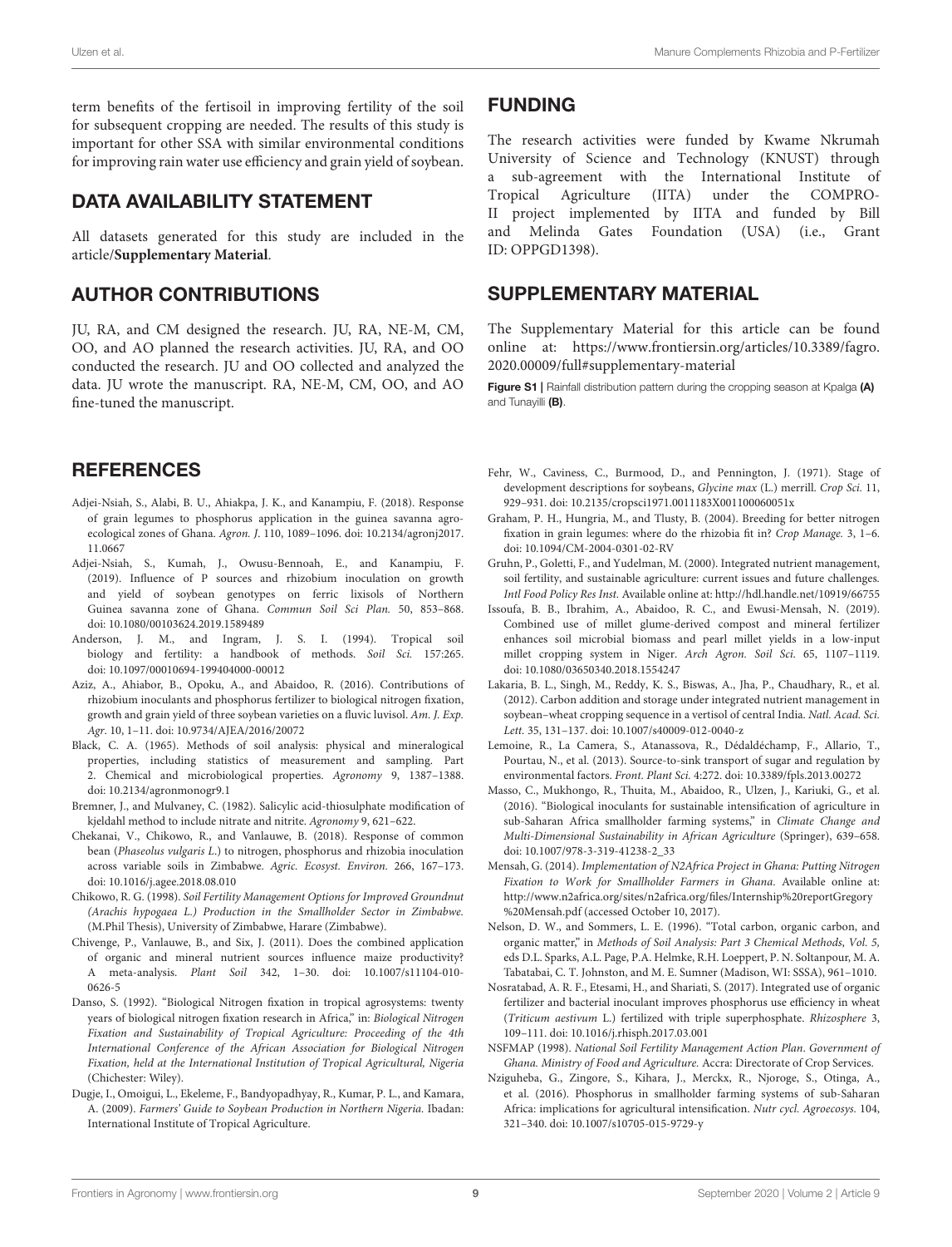term benefits of the fertisoil in improving fertility of the soil for subsequent cropping are needed. The results of this study is important for other SSA with similar environmental conditions for improving rain water use efficiency and grain yield of soybean.

## DATA AVAILABILITY STATEMENT

All datasets generated for this study are included in the article/**Supplementary Material**.

## AUTHOR CONTRIBUTIONS

JU, RA, and CM designed the research. JU, RA, NE-M, CM, OO, and AO planned the research activities. JU, RA, and OO conducted the research. JU and OO collected and analyzed the data. JU wrote the manuscript. RA, NE-M, CM, OO, and AO fine-tuned the manuscript.

## FUNDING

The research activities were funded by Kwame Nkrumah University of Science and Technology (KNUST) through a sub-agreement with the International Institute of Tropical Agriculture (IITA) under the COMPRO-II project implemented by IITA and funded by Bill and Melinda Gates Foundation (USA) (i.e., Grant ID: OPPGD1398).

## SUPPLEMENTARY MATERIAL

The Supplementary Material for this article can be found online at: https://www.frontiersin.org/articles/10.3389/fagro.2020.00009/full#supplementary-material

**Figure S1** | Rainfall distribution pattern during the cropping season at Kpalga **(A)** and Tunayilli **(B)**.

## REFERENCES

Adjei-Nsiah, S., Alabi, B. U., Ahiakpa, J. K., and Kanampiu, F. (2018). Response of grain legumes to phosphorus application in the guinea savanna agro-ecological zones of Ghana. *Agron. J.* 110, 1089–1096. doi: 10.2134/agronj2017.11.0667

Adjei-Nsiah, S., Kumah, J., Owusu-Bennoah, E., and Kanampiu, F. (2019). Influence of P sources and rhizobium inoculation on growth and yield of soybean genotypes on ferric lixisols of Northern Guinea savanna zone of Ghana. *Commun Soil Sci Plan.* 50, 853–868. doi: 10.1080/00103624.2019.1589489

Anderson, J. M., and Ingram, J. S. I. (1994). Tropical soil biology and fertility: a handbook of methods. *Soil Sci.* 157:265. doi: 10.1097/00010694-199404000-00012

Aziz, A., Ahiabor, B., Opoku, A., and Abaidoo, R. (2016). Contributions of rhizobium inoculants and phosphorus fertilizer to biological nitrogen fixation, growth and grain yield of three soybean varieties on a fluvic luvisol. *Am. J. Exp. Agr.* 10, 1–11. doi: 10.9734/AJEA/2016/20072

Black, C. A. (1965). Methods of soil analysis: physical and mineralogical properties, including statistics of measurement and sampling. Part 2. Chemical and microbiological properties. *Agronomy* 9, 1387–1388. doi: 10.2134/agronmonogr9.1

Bremner, J., and Mulvaney, C. (1982). Salicylic acid-thiosulphate modification of kjeldahl method to include nitrate and nitrite. *Agronomy* 9, 621–622.

Chekanai, V., Chikowo, R., and Vanlauwe, B. (2018). Response of common bean (*Phaseolus vulgaris L.*) to nitrogen, phosphorus and rhizobia inoculation across variable soils in Zimbabwe. *Agric. Ecosyst. Environ.* 266, 167–173. doi: 10.1016/j.agee.2018.08.010

Chikowo, R. G. (1998). *Soil Fertility Management Options for Improved Groundnut (Arachis hypogaea L.) Production in the Smallholder Sector in Zimbabwe.* (M.Phil Thesis), University of Zimbabwe, Harare (Zimbabwe).

Chivenge, P., Vanlauwe, B., and Six, J. (2011). Does the combined application of organic and mineral nutrient sources influence maize productivity? A meta-analysis. *Plant Soil* 342, 1–30. doi: 10.1007/s11104-010-0626-5

Danso, S. (1992). "Biological Nitrogen fixation in tropical agrosystems: twenty years of biological nitrogen fixation research in Africa," in: *Biological Nitrogen Fixation and Sustainability of Tropical Agriculture: Proceeding of the 4th International Conference of the African Association for Biological Nitrogen Fixation, held at the International Institution of Tropical Agricultural, Nigeria* (Chichester: Wiley).

Dugje, I., Omoigui, L., Ekeleme, F., Bandyopadhyay, R., Kumar, P. L., and Kamara, A. (2009). *Farmers' Guide to Soybean Production in Northern Nigeria.* Ibadan: International Institute of Tropical Agriculture.

Fehr, W., Caviness, C., Burmood, D., and Pennington, J. (1971). Stage of development descriptions for soybeans, *Glycine max* (L.) merrill. *Crop Sci.* 11, 929–931. doi: 10.2135/cropsci1971.0011183X001100060051x

Graham, P. H., Hungria, M., and Tlusty, B. (2004). Breeding for better nitrogen fixation in grain legumes: where do the rhizobia fit in? *Crop Manage.* 3, 1–6. doi: 10.1094/CM-2004-0301-02-RV

Gruhn, P., Goletti, F., and Yudelman, M. (2000). Integrated nutrient management, soil fertility, and sustainable agriculture: current issues and future challenges. *Intl Food Policy Res Inst.* Available online at: http://hdl.handle.net/10919/66755

Issoufa, B. B., Ibrahim, A., Abaidoo, R. C., and Ewusi-Mensah, N. (2019). Combined use of millet glume-derived compost and mineral fertilizer enhances soil microbial biomass and pearl millet yields in a low-input millet cropping system in Niger. *Arch Agron. Soil Sci.* 65, 1107–1119. doi: 10.1080/03650340.2018.1554247

Lakaria, B. L., Singh, M., Reddy, K. S., Biswas, A., Jha, P., Chaudhary, R., et al. (2012). Carbon addition and storage under integrated nutrient management in soybean–wheat cropping sequence in a vertisol of central India. *Natl. Acad. Sci. Lett.* 35, 131–137. doi: 10.1007/s40009-012-0040-z

Lemoine, R., La Camera, S., Atanassova, R., Dédaldéchamp, F., Allario, T., Pourtau, N., et al. (2013). Source-to-sink transport of sugar and regulation by environmental factors. *Front. Plant Sci.* 4:272. doi: 10.3389/fpls.2013.00272

Masso, C., Mukhongo, R., Thuita, M., Abaidoo, R., Ulzen, J., Kariuki, G., et al. (2016). "Biological inoculants for sustainable intensification of agriculture in sub-Saharan Africa smallholder farming systems," in *Climate Change and Multi-Dimensional Sustainability in African Agriculture* (Springer), 639–658. doi: 10.1007/978-3-319-41238-2_33

Mensah, G. (2014). *Implementation of N2Africa Project in Ghana: Putting Nitrogen Fixation to Work for Smallholder Farmers in Ghana*. Available online at: http://www.n2africa.org/sites/n2africa.org/files/Internship%20reportGregory%20Mensah.pdf (accessed October 10, 2017).

Nelson, D. W., and Sommers, L. E. (1996). "Total carbon, organic carbon, and organic matter," in *Methods of Soil Analysis: Part 3 Chemical Methods, Vol. 5,* eds D.L. Sparks, A.L. Page, P.A. Helmke, R.H. Loeppert, P. N. Soltanpour, M. A. Tabatabai, C. T. Johnston, and M. E. Sumner (Madison, WI: SSSA), 961–1010.

Nosratabad, A. R. F., Etesami, H., and Shariati, S. (2017). Integrated use of organic fertilizer and bacterial inoculant improves phosphorus use efficiency in wheat (*Triticum aestivum* L.) fertilized with triple superphosphate. *Rhizosphere* 3, 109–111. doi: 10.1016/j.rhisph.2017.03.001

NSFMAP (1998). *National Soil Fertility Management Action Plan*. *Government of Ghana. Ministry of Food and Agriculture.* Accra: Directorate of Crop Services.

Nziguheba, G., Zingore, S., Kihara, J., Merckx, R., Njoroge, S., Otinga, A., et al. (2016). Phosphorus in smallholder farming systems of sub-Saharan Africa: implications for agricultural intensification. *Nutr cycl. Agroecosys.* 104, 321–340. doi: 10.1007/s10705-015-9729-y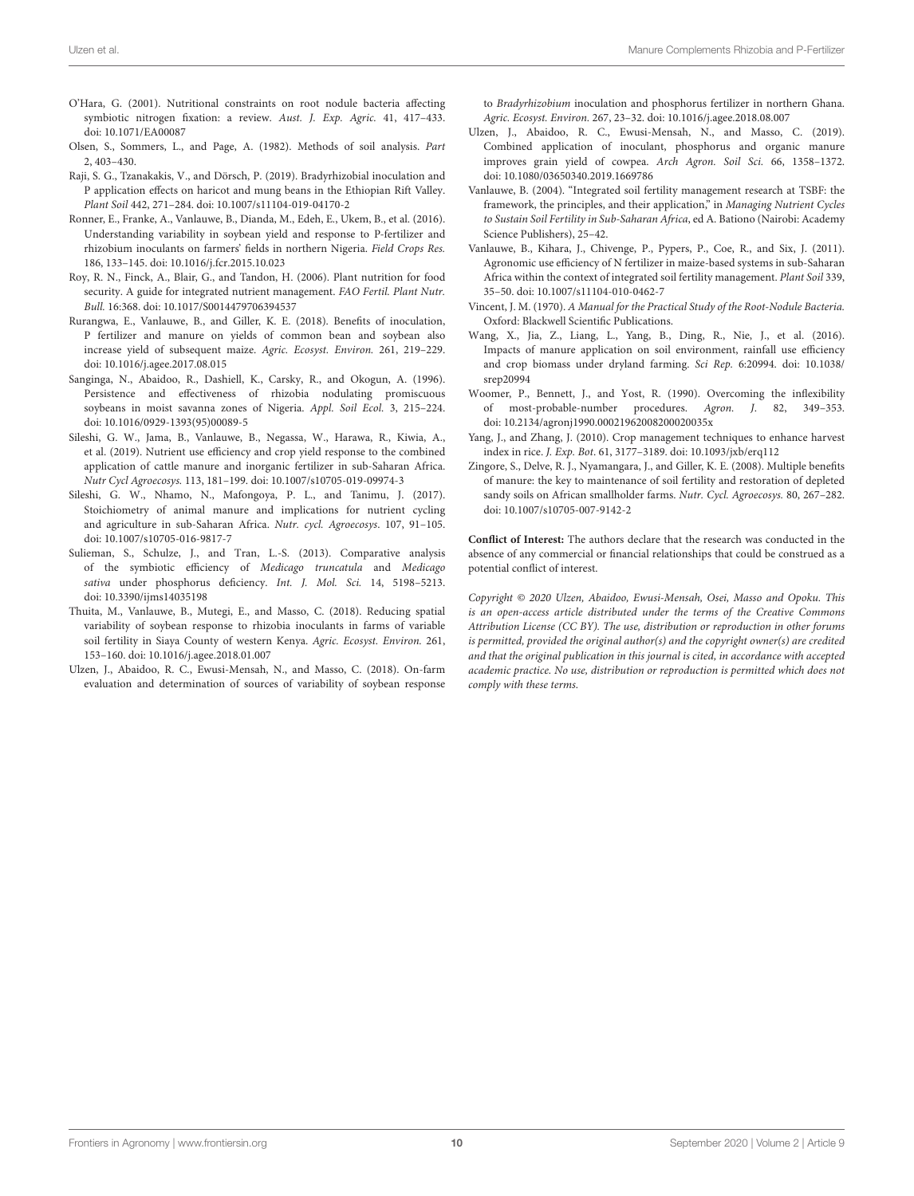O'Hara, G. (2001). Nutritional constraints on root nodule bacteria affecting symbiotic nitrogen fixation: a review. *Aust. J. Exp. Agric.* 41, 417–433. doi: 10.1071/EA00087

Olsen, S., Sommers, L., and Page, A. (1982). Methods of soil analysis. *Part* 2, 403–430.

Raji, S. G., Tzanakakis, V., and Dörsch, P. (2019). Bradyrhizobial inoculation and P application effects on haricot and mung beans in the Ethiopian Rift Valley. *Plant Soil* 442, 271–284. doi: 10.1007/s11104-019-04170-2

Ronner, E., Franke, A., Vanlauwe, B., Dianda, M., Edeh, E., Ukem, B., et al. (2016). Understanding variability in soybean yield and response to P-fertilizer and rhizobium inoculants on farmers' fields in northern Nigeria. *Field Crops Res.* 186, 133–145. doi: 10.1016/j.fcr.2015.10.023

Roy, R. N., Finck, A., Blair, G., and Tandon, H. (2006). Plant nutrition for food security. A guide for integrated nutrient management. *FAO Fertil. Plant Nutr. Bull.* 16:368. doi: 10.1017/S0014479706394537

Rurangwa, E., Vanlauwe, B., and Giller, K. E. (2018). Benefits of inoculation, P fertilizer and manure on yields of common bean and soybean also increase yield of subsequent maize. *Agric. Ecosyst. Environ.* 261, 219–229. doi: 10.1016/j.agee.2017.08.015

Sanginga, N., Abaidoo, R., Dashiell, K., Carsky, R., and Okogun, A. (1996). Persistence and effectiveness of rhizobia nodulating promiscuous soybeans in moist savanna zones of Nigeria. *Appl. Soil Ecol.* 3, 215–224. doi: 10.1016/0929-1393(95)00089-5

Sileshi, G. W., Jama, B., Vanlauwe, B., Negassa, W., Harawa, R., Kiwia, A., et al. (2019). Nutrient use efficiency and crop yield response to the combined application of cattle manure and inorganic fertilizer in sub-Saharan Africa. *Nutr Cycl Agroecosys.* 113, 181–199. doi: 10.1007/s10705-019-09974-3

Sileshi, G. W., Nhamo, N., Mafongoya, P. L., and Tanimu, J. (2017). Stoichiometry of animal manure and implications for nutrient cycling and agriculture in sub-Saharan Africa. *Nutr. cycl. Agroecosys.* 107, 91–105. doi: 10.1007/s10705-016-9817-7

Sulieman, S., Schulze, J., and Tran, L.-S. (2013). Comparative analysis of the symbiotic efficiency of *Medicago truncatula* and *Medicago sativa* under phosphorus deficiency. *Int. J. Mol. Sci.* 14, 5198–5213. doi: 10.3390/ijms14035198

Thuita, M., Vanlauwe, B., Mutegi, E., and Masso, C. (2018). Reducing spatial variability of soybean response to rhizobia inoculants in farms of variable soil fertility in Siaya County of western Kenya. *Agric. Ecosyst. Environ.* 261, 153–160. doi: 10.1016/j.agee.2018.01.007

Ulzen, J., Abaidoo, R. C., Ewusi-Mensah, N., and Masso, C. (2018). On-farm evaluation and determination of sources of variability of soybean response to *Bradyrhizobium* inoculation and phosphorus fertilizer in northern Ghana. *Agric. Ecosyst. Environ.* 267, 23–32. doi: 10.1016/j.agee.2018.08.007

Ulzen, J., Abaidoo, R. C., Ewusi-Mensah, N., and Masso, C. (2019). Combined application of inoculant, phosphorus and organic manure improves grain yield of cowpea. *Arch Agron. Soil Sci.* 66, 1358–1372. doi: 10.1080/03650340.2019.1669786

Vanlauwe, B. (2004). "Integrated soil fertility management research at TSBF: the framework, the principles, and their application," in *Managing Nutrient Cycles to Sustain Soil Fertility in Sub-Saharan Africa*, ed A. Bationo (Nairobi: Academy Science Publishers), 25–42.

Vanlauwe, B., Kihara, J., Chivenge, P., Pypers, P., Coe, R., and Six, J. (2011). Agronomic use efficiency of N fertilizer in maize-based systems in sub-Saharan Africa within the context of integrated soil fertility management. *Plant Soil* 339, 35–50. doi: 10.1007/s11104-010-0462-7

Vincent, J. M. (1970). *A Manual for the Practical Study of the Root-Nodule Bacteria.* Oxford: Blackwell Scientific Publications.

Wang, X., Jia, Z., Liang, L., Yang, B., Ding, R., Nie, J., et al. (2016). Impacts of manure application on soil environment, rainfall use efficiency and crop biomass under dryland farming. *Sci Rep.* 6:20994. doi: 10.1038/srep20994

Woomer, P., Bennett, J., and Yost, R. (1990). Overcoming the inflexibility of most-probable-number procedures. *Agron. J.* 82, 349–353. doi: 10.2134/agronj1990.00021962008200020035x

Yang, J., and Zhang, J. (2010). Crop management techniques to enhance harvest index in rice. *J. Exp. Bot.* 61, 3177–3189. doi: 10.1093/jxb/erq112

Zingore, S., Delve, R. J., Nyamangara, J., and Giller, K. E. (2008). Multiple benefits of manure: the key to maintenance of soil fertility and restoration of depleted sandy soils on African smallholder farms. *Nutr. Cycl. Agroecosys.* 80, 267–282. doi: 10.1007/s10705-007-9142-2

**Conflict of Interest:** The authors declare that the research was conducted in the absence of any commercial or financial relationships that could be construed as a potential conflict of interest.

*Copyright © 2020 Ulzen, Abaidoo, Ewusi-Mensah, Osei, Masso and Opoku. This is an open-access article distributed under the terms of the Creative Commons Attribution License (CC BY). The use, distribution or reproduction in other forums is permitted, provided the original author(s) and the copyright owner(s) are credited and that the original publication in this journal is cited, in accordance with accepted academic practice. No use, distribution or reproduction is permitted which does not comply with these terms.*